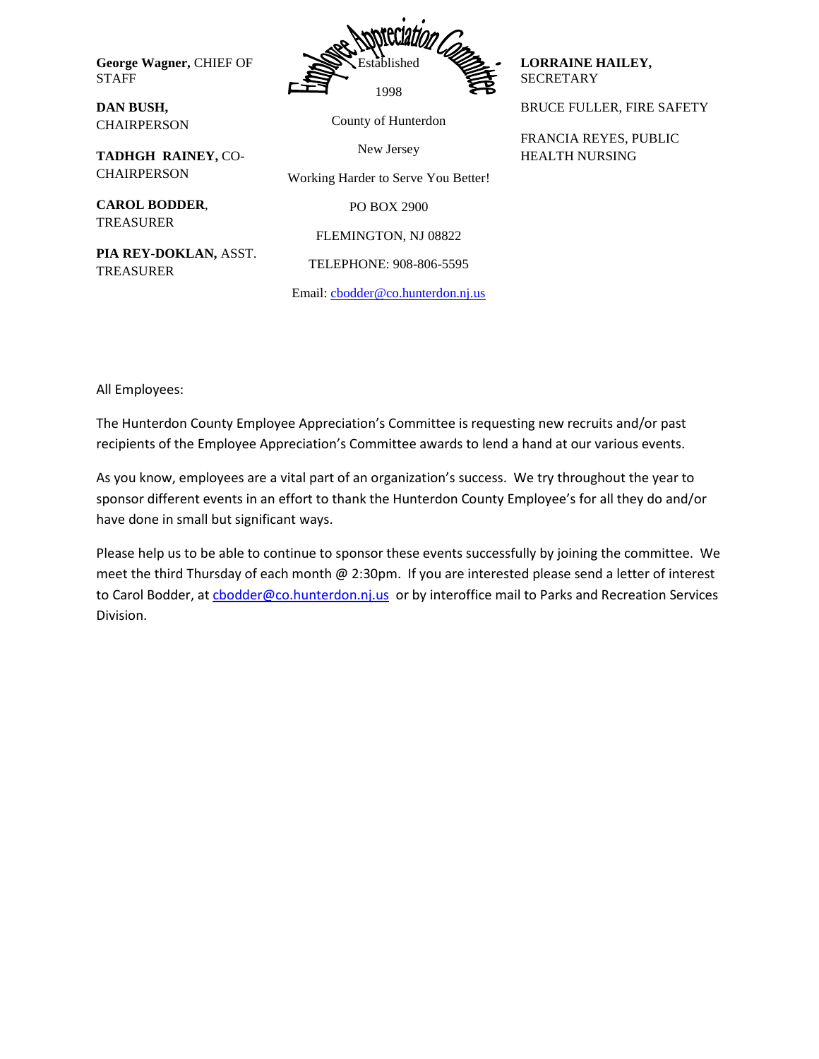**George Wagner,** CHIEF OF STAFF

**DAN BUSH,** CHAIRPERSON

**TADHGH RAINEY,** CO-CHAIRPERSON

**CAROL BODDER**, TREASURER

**PIA REY-DOKLAN,** ASST. TREASURER

Employee Appreciation Committee

Established

1998

County of Hunterdon

New Jersey

Working Harder to Serve You Better!

PO BOX 2900

FLEMINGTON, NJ 08822

TELEPHONE: 908-806-5595

Email: cbodder@co.hunterdon.nj.us

**LORRAINE HAILEY,** SECRETARY

BRUCE FULLER, FIRE SAFETY

FRANCIA REYES, PUBLIC HEALTH NURSING

All Employees:

The Hunterdon County Employee Appreciation's Committee is requesting new recruits and/or past recipients of the Employee Appreciation's Committee awards to lend a hand at our various events.

As you know, employees are a vital part of an organization's success. We try throughout the year to sponsor different events in an effort to thank the Hunterdon County Employee's for all they do and/or have done in small but significant ways.

Please help us to be able to continue to sponsor these events successfully by joining the committee. We meet the third Thursday of each month @ 2:30pm. If you are interested please send a letter of interest to Carol Bodder, at cbodder@co.hunterdon.nj.us or by interoffice mail to Parks and Recreation Services Division.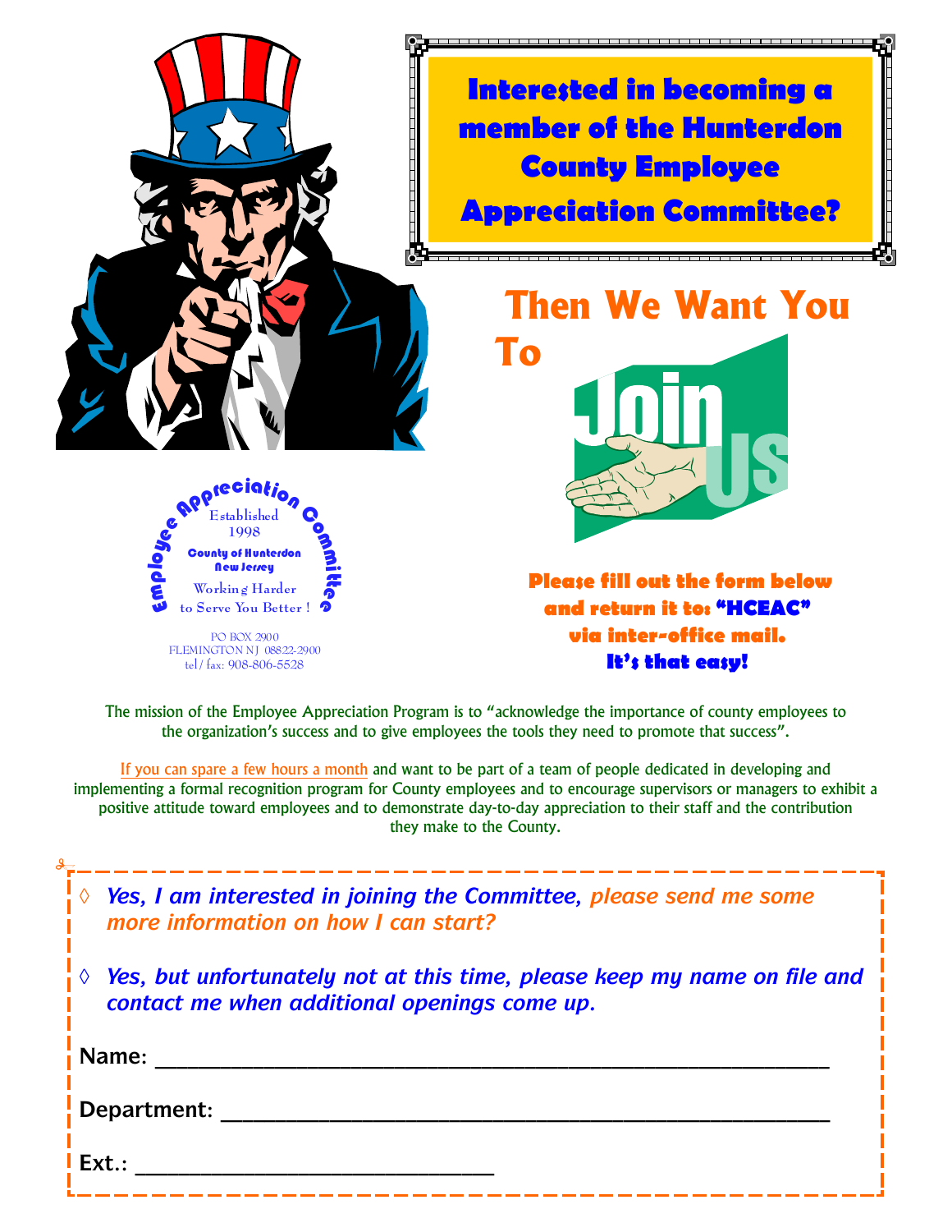# Interested in becoming a member of the Hunterdon County Employee Appreciation Committee?

## Then We Want You To

## Join Us

Employee Appreciation Committee
Established 1998
County of Hunterdon New Jersey
Working Harder to Serve You Better !

PO BOX 2900
FLEMINGTON NJ 08822-2900
tel / fax: 908-806-5528

**Please fill out the form below and return it to: "HCEAC" via inter-office mail. It's that easy!**

The mission of the Employee Appreciation Program is to "acknowledge the importance of county employees to the organization's success and to give employees the tools they need to promote that success".

If you can spare a few hours a month and want to be part of a team of people dedicated in developing and implementing a formal recognition program for County employees and to encourage supervisors or managers to exhibit a positive attitude toward employees and to demonstrate day-to-day appreciation to their staff and the contribution they make to the County.

---

◊ ***Yes, I am interested in joining the Committee,*** *please send me some more information on how I can start?*

◊ ***Yes, but unfortunately not at this time, please keep my name on file and contact me when additional openings come up.***

**Name:** ____________________________________________________________

**Department:** ________________________________________________________

**Ext.:** ________________________________